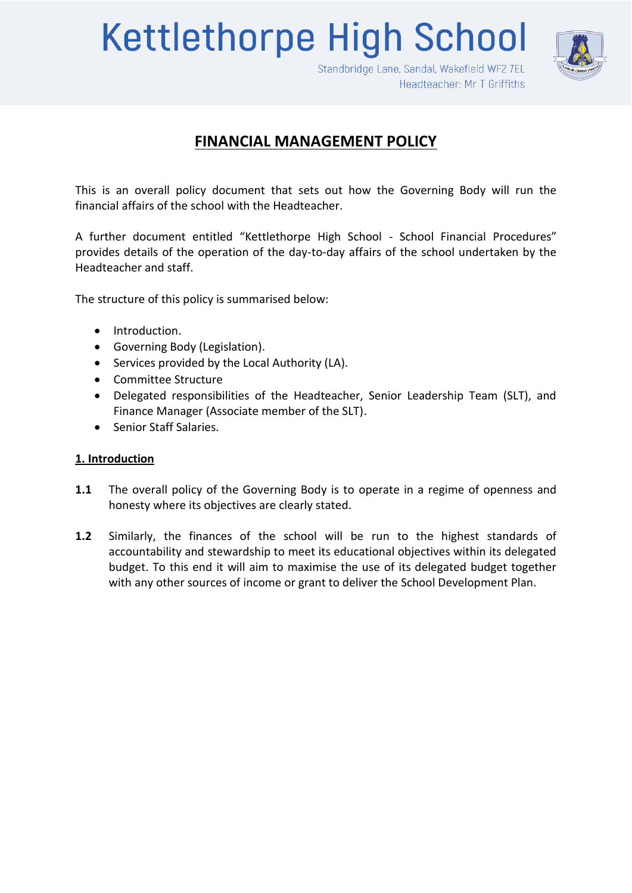# Kettlethorpe High School

Standbridge Lane, Sandal, Wakefield WF2 7EL
Headteacher: Mr T Griffiths

## FINANCIAL MANAGEMENT POLICY

This is an overall policy document that sets out how the Governing Body will run the financial affairs of the school with the Headteacher.

A further document entitled "Kettlethorpe High School - School Financial Procedures" provides details of the operation of the day-to-day affairs of the school undertaken by the Headteacher and staff.

The structure of this policy is summarised below:

- Introduction.
- Governing Body (Legislation).
- Services provided by the Local Authority (LA).
- Committee Structure
- Delegated responsibilities of the Headteacher, Senior Leadership Team (SLT), and Finance Manager (Associate member of the SLT).
- Senior Staff Salaries.

### 1. Introduction

**1.1** The overall policy of the Governing Body is to operate in a regime of openness and honesty where its objectives are clearly stated.

**1.2** Similarly, the finances of the school will be run to the highest standards of accountability and stewardship to meet its educational objectives within its delegated budget. To this end it will aim to maximise the use of its delegated budget together with any other sources of income or grant to deliver the School Development Plan.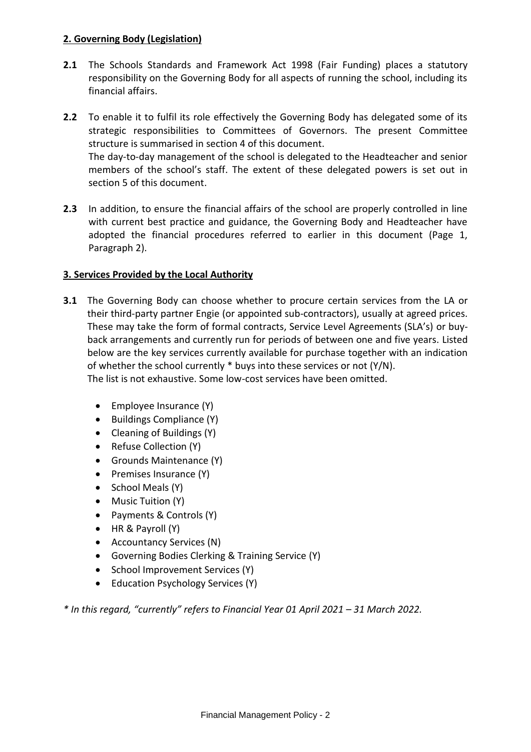## 2. Governing Body (Legislation)

**2.1** The Schools Standards and Framework Act 1998 (Fair Funding) places a statutory responsibility on the Governing Body for all aspects of running the school, including its financial affairs.

**2.2** To enable it to fulfil its role effectively the Governing Body has delegated some of its strategic responsibilities to Committees of Governors. The present Committee structure is summarised in section 4 of this document.
The day-to-day management of the school is delegated to the Headteacher and senior members of the school's staff. The extent of these delegated powers is set out in section 5 of this document.

**2.3** In addition, to ensure the financial affairs of the school are properly controlled in line with current best practice and guidance, the Governing Body and Headteacher have adopted the financial procedures referred to earlier in this document (Page 1, Paragraph 2).

## 3. Services Provided by the Local Authority

**3.1** The Governing Body can choose whether to procure certain services from the LA or their third-party partner Engie (or appointed sub-contractors), usually at agreed prices. These may take the form of formal contracts, Service Level Agreements (SLA's) or buy-back arrangements and currently run for periods of between one and five years. Listed below are the key services currently available for purchase together with an indication of whether the school currently * buys into these services or not (Y/N).
The list is not exhaustive. Some low-cost services have been omitted.

- Employee Insurance (Y)
- Buildings Compliance (Y)
- Cleaning of Buildings (Y)
- Refuse Collection (Y)
- Grounds Maintenance (Y)
- Premises Insurance (Y)
- School Meals (Y)
- Music Tuition (Y)
- Payments & Controls (Y)
- HR & Payroll (Y)
- Accountancy Services (N)
- Governing Bodies Clerking & Training Service (Y)
- School Improvement Services (Y)
- Education Psychology Services (Y)

*\* In this regard, "currently" refers to Financial Year 01 April 2021 – 31 March 2022.*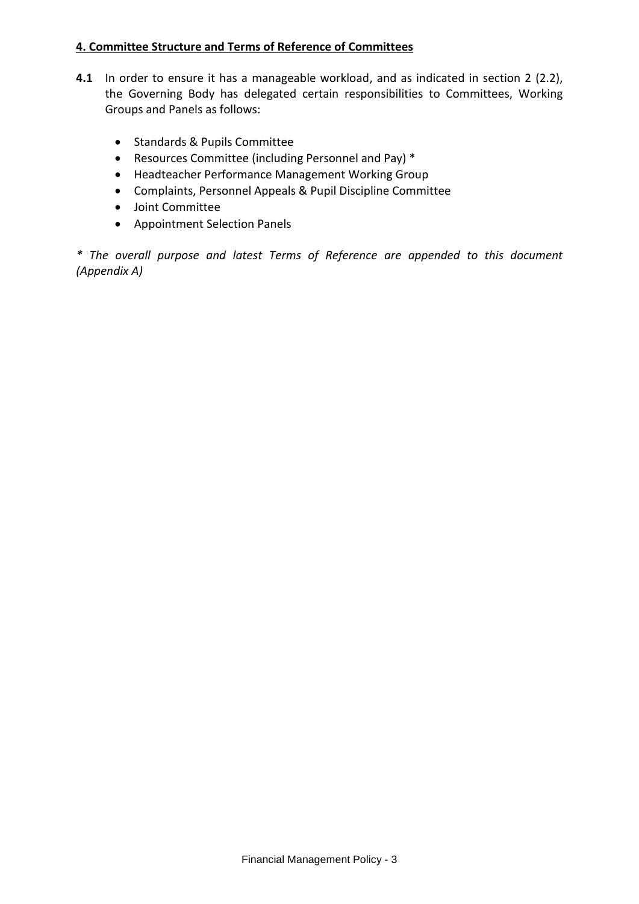## 4. Committee Structure and Terms of Reference of Committees

**4.1** In order to ensure it has a manageable workload, and as indicated in section 2 (2.2), the Governing Body has delegated certain responsibilities to Committees, Working Groups and Panels as follows:

- Standards & Pupils Committee
- Resources Committee (including Personnel and Pay) *
- Headteacher Performance Management Working Group
- Complaints, Personnel Appeals & Pupil Discipline Committee
- Joint Committee
- Appointment Selection Panels

*\* The overall purpose and latest Terms of Reference are appended to this document (Appendix A)*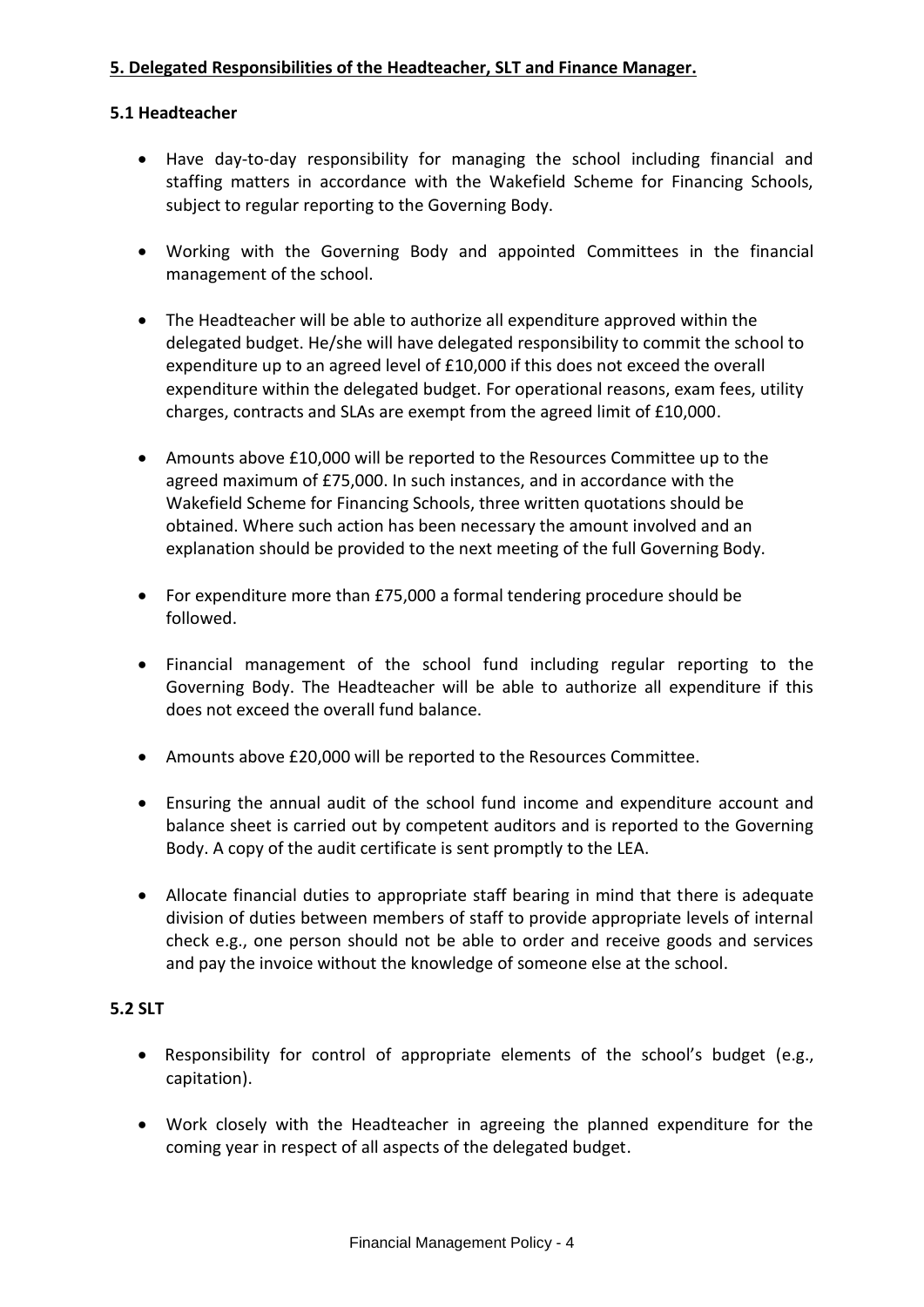## 5. Delegated Responsibilities of the Headteacher, SLT and Finance Manager.

### 5.1 Headteacher

- Have day-to-day responsibility for managing the school including financial and staffing matters in accordance with the Wakefield Scheme for Financing Schools, subject to regular reporting to the Governing Body.
- Working with the Governing Body and appointed Committees in the financial management of the school.
- The Headteacher will be able to authorize all expenditure approved within the delegated budget. He/she will have delegated responsibility to commit the school to expenditure up to an agreed level of £10,000 if this does not exceed the overall expenditure within the delegated budget. For operational reasons, exam fees, utility charges, contracts and SLAs are exempt from the agreed limit of £10,000.
- Amounts above £10,000 will be reported to the Resources Committee up to the agreed maximum of £75,000. In such instances, and in accordance with the Wakefield Scheme for Financing Schools, three written quotations should be obtained. Where such action has been necessary the amount involved and an explanation should be provided to the next meeting of the full Governing Body.
- For expenditure more than £75,000 a formal tendering procedure should be followed.
- Financial management of the school fund including regular reporting to the Governing Body. The Headteacher will be able to authorize all expenditure if this does not exceed the overall fund balance.
- Amounts above £20,000 will be reported to the Resources Committee.
- Ensuring the annual audit of the school fund income and expenditure account and balance sheet is carried out by competent auditors and is reported to the Governing Body. A copy of the audit certificate is sent promptly to the LEA.
- Allocate financial duties to appropriate staff bearing in mind that there is adequate division of duties between members of staff to provide appropriate levels of internal check e.g., one person should not be able to order and receive goods and services and pay the invoice without the knowledge of someone else at the school.

### 5.2 SLT

- Responsibility for control of appropriate elements of the school's budget (e.g., capitation).
- Work closely with the Headteacher in agreeing the planned expenditure for the coming year in respect of all aspects of the delegated budget.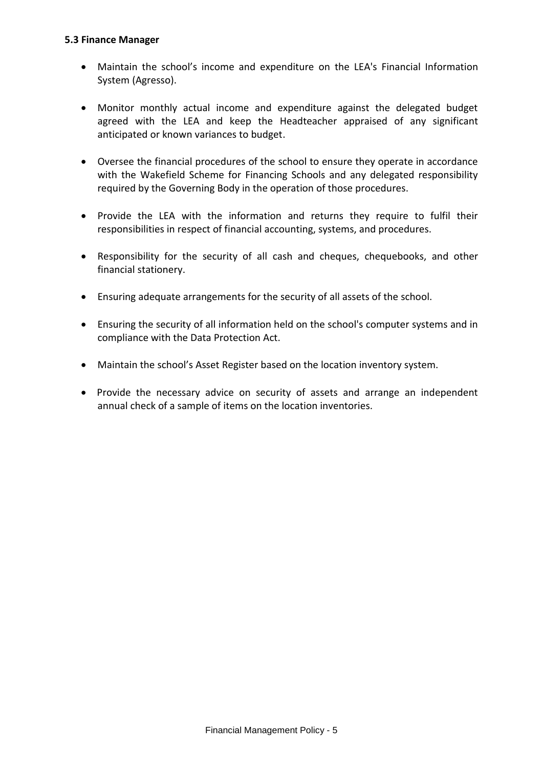**5.3 Finance Manager**

- Maintain the school's income and expenditure on the LEA's Financial Information System (Agresso).

- Monitor monthly actual income and expenditure against the delegated budget agreed with the LEA and keep the Headteacher appraised of any significant anticipated or known variances to budget.

- Oversee the financial procedures of the school to ensure they operate in accordance with the Wakefield Scheme for Financing Schools and any delegated responsibility required by the Governing Body in the operation of those procedures.

- Provide the LEA with the information and returns they require to fulfil their responsibilities in respect of financial accounting, systems, and procedures.

- Responsibility for the security of all cash and cheques, chequebooks, and other financial stationery.

- Ensuring adequate arrangements for the security of all assets of the school.

- Ensuring the security of all information held on the school's computer systems and in compliance with the Data Protection Act.

- Maintain the school's Asset Register based on the location inventory system.

- Provide the necessary advice on security of assets and arrange an independent annual check of a sample of items on the location inventories.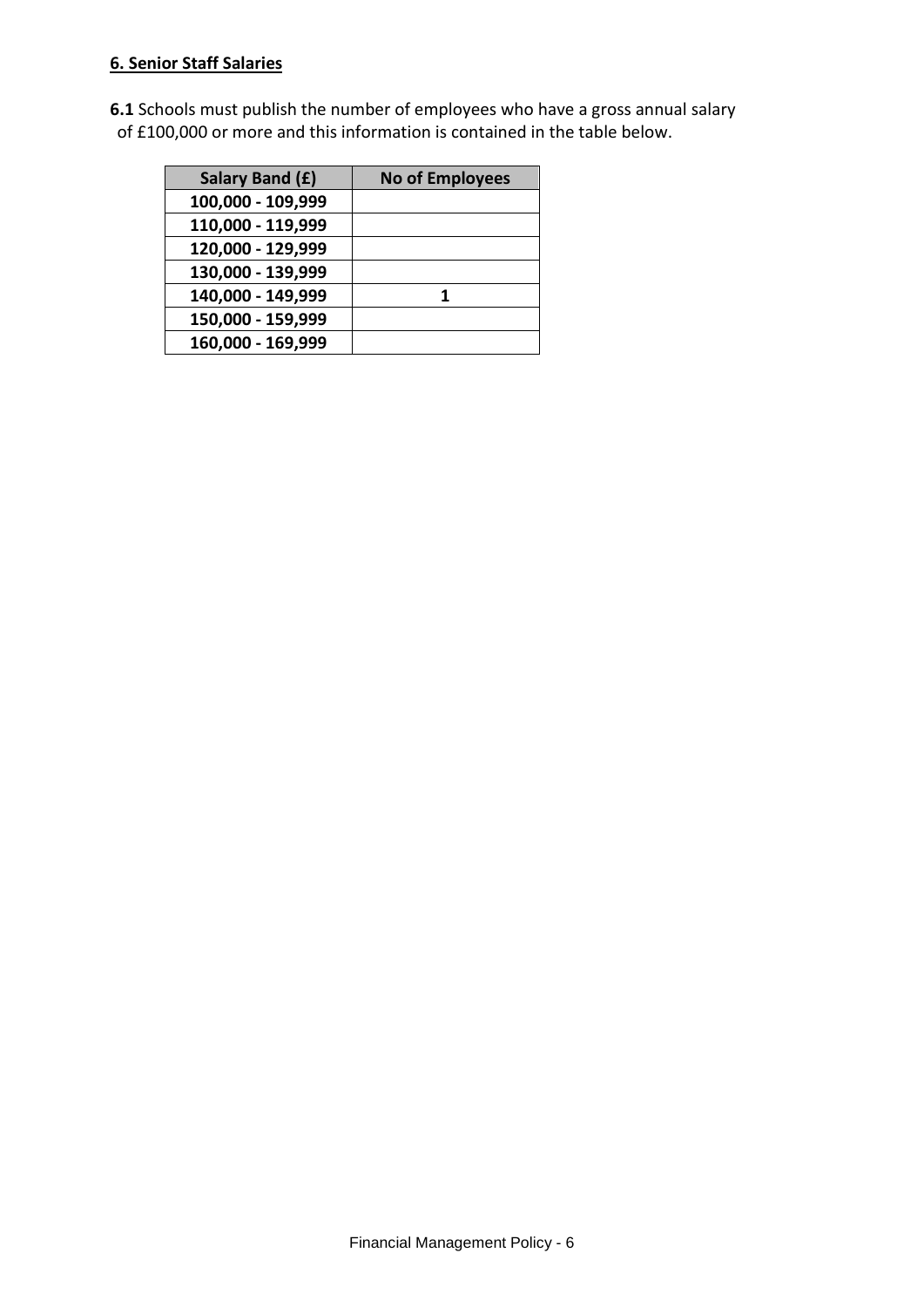**6. Senior Staff Salaries**

**6.1** Schools must publish the number of employees who have a gross annual salary of £100,000 or more and this information is contained in the table below.

| Salary Band (£) | No of Employees |
|---|---|
| 100,000 - 109,999 | |
| 110,000 - 119,999 | |
| 120,000 - 129,999 | |
| 130,000 - 139,999 | |
| 140,000 - 149,999 | 1 |
| 150,000 - 159,999 | |
| 160,000 - 169,999 | |